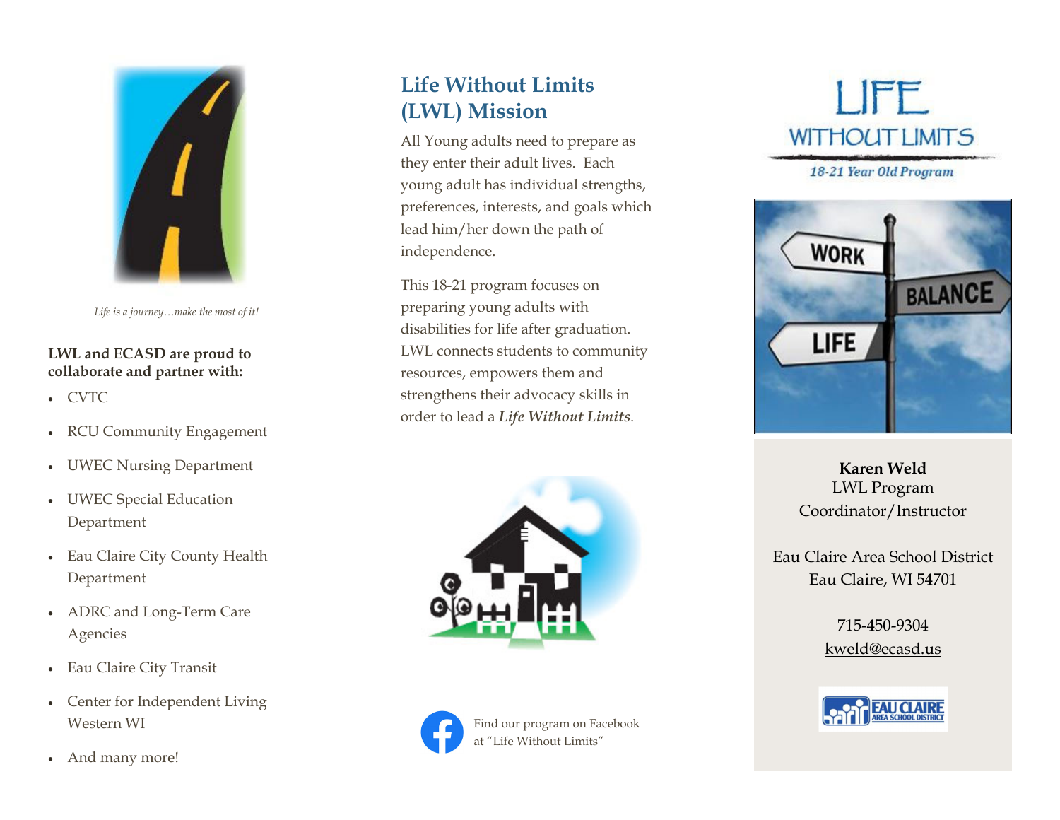*Life is a journey…make the most of it!*

**LWL and ECASD are proud to collaborate and partner with:**

- CVTC
- RCU Community Engagement
- UWEC Nursing Department
- UWEC Special Education Department
- Eau Claire City County Health Department
- ADRC and Long-Term Care Agencies
- Eau Claire City Transit
- Center for Independent Living Western WI
- And many more!

## Life Without Limits (LWL) Mission

All Young adults need to prepare as they enter their adult lives. Each young adult has individual strengths, preferences, interests, and goals which lead him/her down the path of independence.

This 18-21 program focuses on preparing young adults with disabilities for life after graduation. LWL connects students to community resources, empowers them and strengthens their advocacy skills in order to lead a ***Life Without Limits***.

Find our program on Facebook at "Life Without Limits"

# LIFE WITHOUT LIMITS

*18-21 Year Old Program*

**Karen Weld**
LWL Program Coordinator/Instructor

Eau Claire Area School District
Eau Claire, WI 54701

715-450-9304
kweld@ecasd.us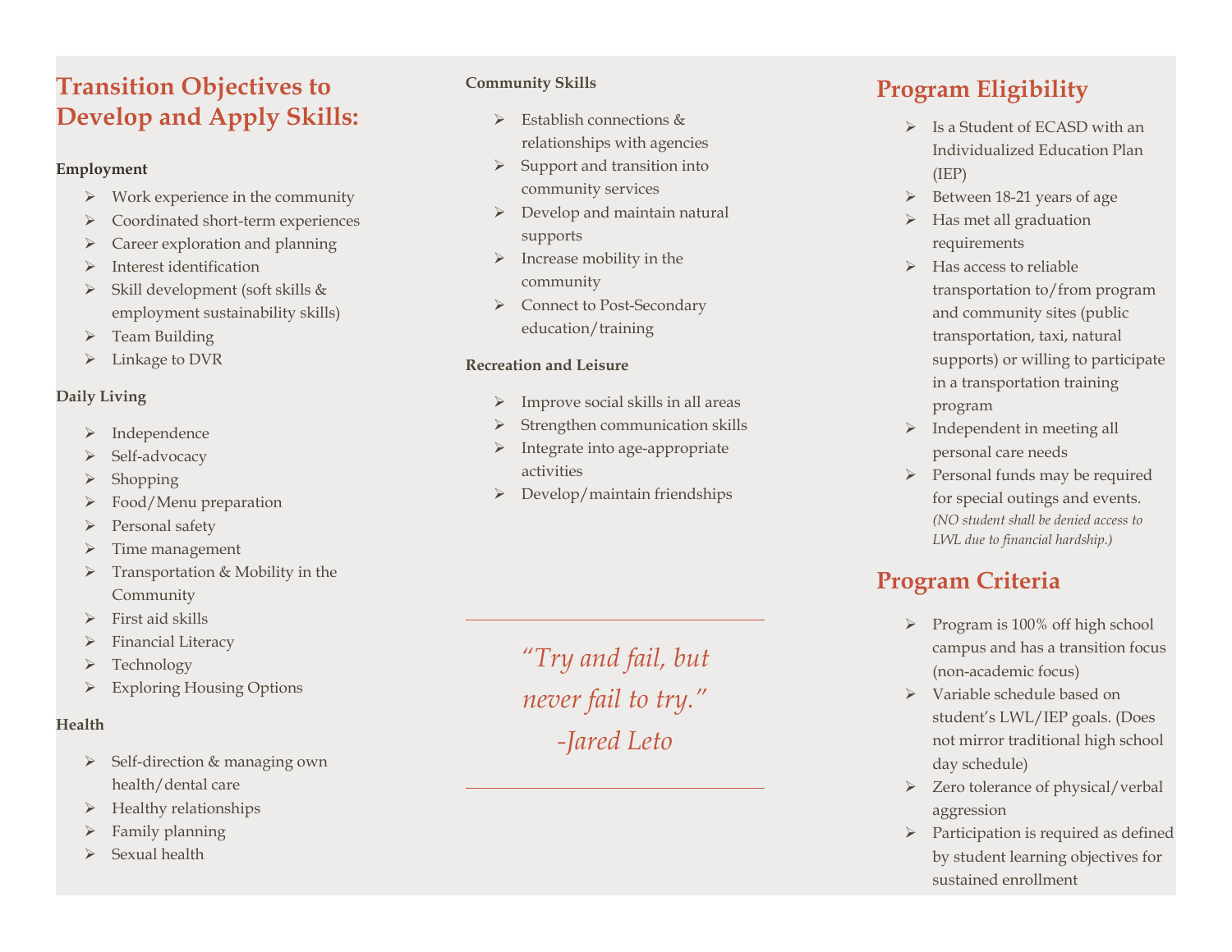## Transition Objectives to Develop and Apply Skills:

**Employment**

- Work experience in the community
- Coordinated short-term experiences
- Career exploration and planning
- Interest identification
- Skill development (soft skills & employment sustainability skills)
- Team Building
- Linkage to DVR

**Daily Living**

- Independence
- Self-advocacy
- Shopping
- Food/Menu preparation
- Personal safety
- Time management
- Transportation & Mobility in the Community
- First aid skills
- Financial Literacy
- Technology
- Exploring Housing Options

**Health**

- Self-direction & managing own health/dental care
- Healthy relationships
- Family planning
- Sexual health

**Community Skills**

- Establish connections & relationships with agencies
- Support and transition into community services
- Develop and maintain natural supports
- Increase mobility in the community
- Connect to Post-Secondary education/training

**Recreation and Leisure**

- Improve social skills in all areas
- Strengthen communication skills
- Integrate into age-appropriate activities
- Develop/maintain friendships

---

*"Try and fail, but never fail to try."*
*-Jared Leto*

---

## Program Eligibility

- Is a Student of ECASD with an Individualized Education Plan (IEP)
- Between 18-21 years of age
- Has met all graduation requirements
- Has access to reliable transportation to/from program and community sites (public transportation, taxi, natural supports) or willing to participate in a transportation training program
- Independent in meeting all personal care needs
- Personal funds may be required for special outings and events. *(NO student shall be denied access to LWL due to financial hardship.)*

## Program Criteria

- Program is 100% off high school campus and has a transition focus (non-academic focus)
- Variable schedule based on student's LWL/IEP goals. (Does not mirror traditional high school day schedule)
- Zero tolerance of physical/verbal aggression
- Participation is required as defined by student learning objectives for sustained enrollment